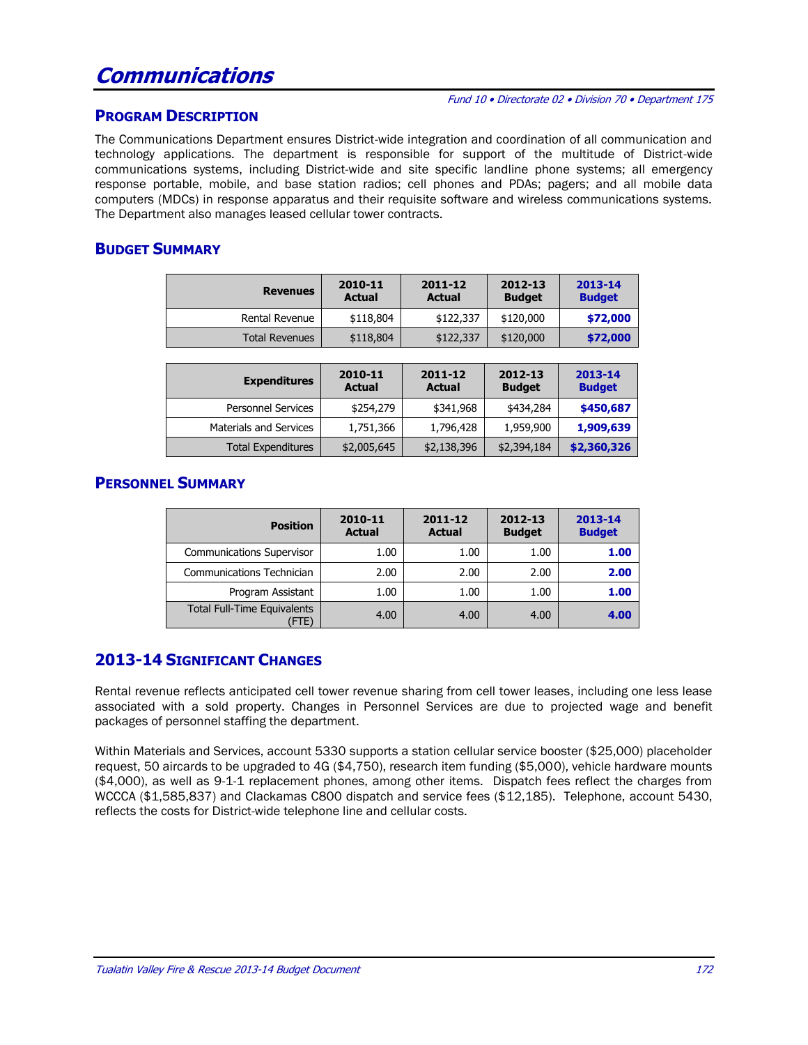# Communications

*Fund 10 • Directorate 02 • Division 70 • Department 175*

## Program Description

The Communications Department ensures District-wide integration and coordination of all communication and technology applications. The department is responsible for support of the multitude of District-wide communications systems, including District-wide and site specific landline phone systems; all emergency response portable, mobile, and base station radios; cell phones and PDAs; pagers; and all mobile data computers (MDCs) in response apparatus and their requisite software and wireless communications systems. The Department also manages leased cellular tower contracts.

## Budget Summary

| Revenues | 2010-11 Actual | 2011-12 Actual | 2012-13 Budget | 2013-14 Budget |
|---|---|---|---|---|
| Rental Revenue | $118,804 | $122,337 | $120,000 | **$72,000** |
| Total Revenues | $118,804 | $122,337 | $120,000 | **$72,000** |

| Expenditures | 2010-11 Actual | 2011-12 Actual | 2012-13 Budget | 2013-14 Budget |
|---|---|---|---|---|
| Personnel Services | $254,279 | $341,968 | $434,284 | **$450,687** |
| Materials and Services | 1,751,366 | 1,796,428 | 1,959,900 | **1,909,639** |
| Total Expenditures | $2,005,645 | $2,138,396 | $2,394,184 | **$2,360,326** |

## Personnel Summary

| Position | 2010-11 Actual | 2011-12 Actual | 2012-13 Budget | 2013-14 Budget |
|---|---|---|---|---|
| Communications Supervisor | 1.00 | 1.00 | 1.00 | **1.00** |
| Communications Technician | 2.00 | 2.00 | 2.00 | **2.00** |
| Program Assistant | 1.00 | 1.00 | 1.00 | **1.00** |
| Total Full-Time Equivalents (FTE) | 4.00 | 4.00 | 4.00 | **4.00** |

## 2013-14 Significant Changes

Rental revenue reflects anticipated cell tower revenue sharing from cell tower leases, including one less lease associated with a sold property. Changes in Personnel Services are due to projected wage and benefit packages of personnel staffing the department.

Within Materials and Services, account 5330 supports a station cellular service booster ($25,000) placeholder request, 50 aircards to be upgraded to 4G ($4,750), research item funding ($5,000), vehicle hardware mounts ($4,000), as well as 9-1-1 replacement phones, among other items. Dispatch fees reflect the charges from WCCCA ($1,585,837) and Clackamas C800 dispatch and service fees ($12,185). Telephone, account 5430, reflects the costs for District-wide telephone line and cellular costs.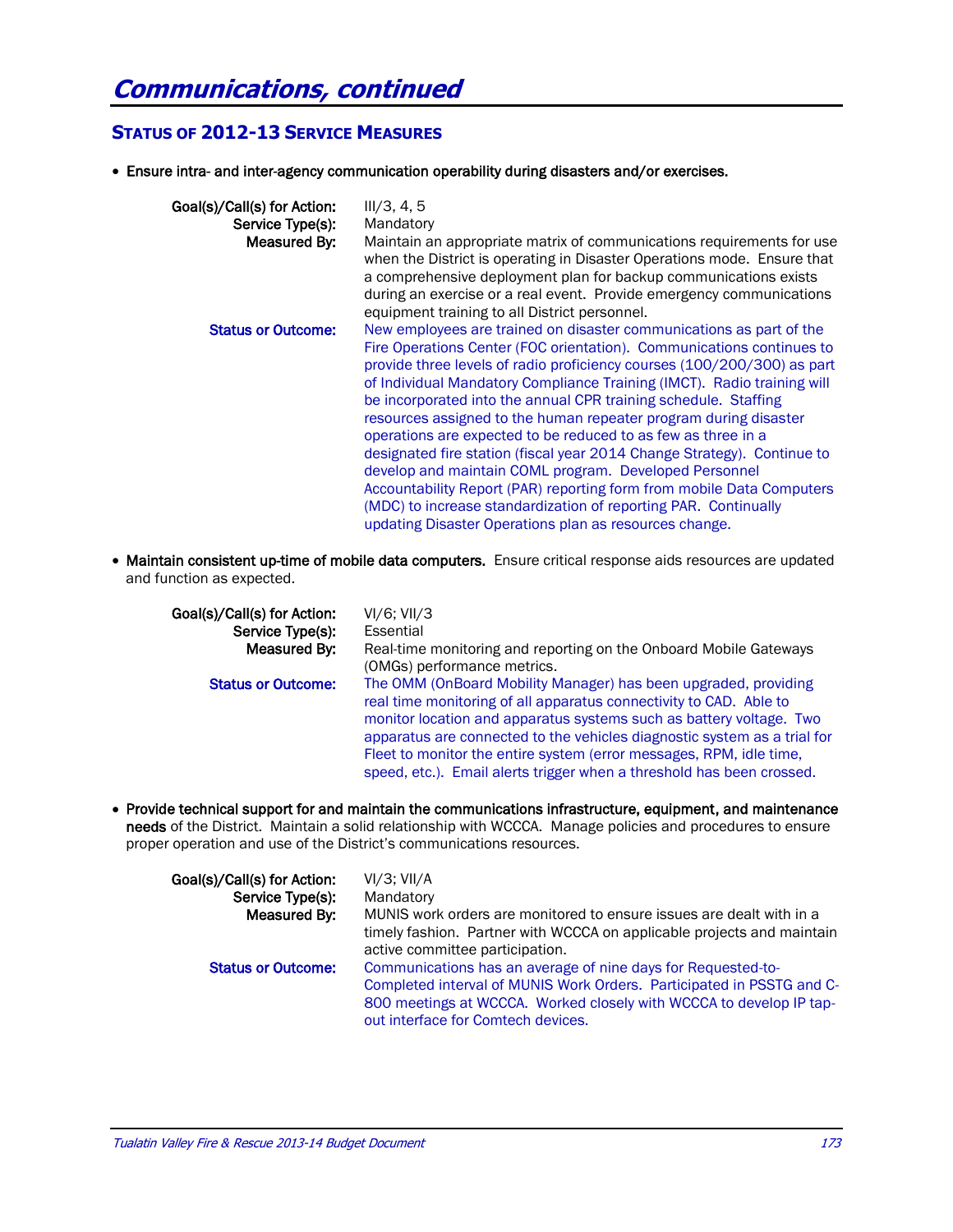# Communications, continued

## Status of 2012-13 Service Measures

- **Ensure intra- and inter-agency communication operability during disasters and/or exercises.**

**Goal(s)/Call(s) for Action:** III/3, 4, 5
**Service Type(s):** Mandatory
**Measured By:** Maintain an appropriate matrix of communications requirements for use when the District is operating in Disaster Operations mode. Ensure that a comprehensive deployment plan for backup communications exists during an exercise or a real event. Provide emergency communications equipment training to all District personnel.
**Status or Outcome:** New employees are trained on disaster communications as part of the Fire Operations Center (FOC orientation). Communications continues to provide three levels of radio proficiency courses (100/200/300) as part of Individual Mandatory Compliance Training (IMCT). Radio training will be incorporated into the annual CPR training schedule. Staffing resources assigned to the human repeater program during disaster operations are expected to be reduced to as few as three in a designated fire station (fiscal year 2014 Change Strategy). Continue to develop and maintain COML program. Developed Personnel Accountability Report (PAR) reporting form from mobile Data Computers (MDC) to increase standardization of reporting PAR. Continually updating Disaster Operations plan as resources change.

- **Maintain consistent up-time of mobile data computers.** Ensure critical response aids resources are updated and function as expected.

**Goal(s)/Call(s) for Action:** VI/6; VII/3
**Service Type(s):** Essential
**Measured By:** Real-time monitoring and reporting on the Onboard Mobile Gateways (OMGs) performance metrics.
**Status or Outcome:** The OMM (OnBoard Mobility Manager) has been upgraded, providing real time monitoring of all apparatus connectivity to CAD. Able to monitor location and apparatus systems such as battery voltage. Two apparatus are connected to the vehicles diagnostic system as a trial for Fleet to monitor the entire system (error messages, RPM, idle time, speed, etc.). Email alerts trigger when a threshold has been crossed.

- **Provide technical support for and maintain the communications infrastructure, equipment, and maintenance needs** of the District. Maintain a solid relationship with WCCCA. Manage policies and procedures to ensure proper operation and use of the District's communications resources.

**Goal(s)/Call(s) for Action:** VI/3; VII/A
**Service Type(s):** Mandatory
**Measured By:** MUNIS work orders are monitored to ensure issues are dealt with in a timely fashion. Partner with WCCCA on applicable projects and maintain active committee participation.
**Status or Outcome:** Communications has an average of nine days for Requested-to-Completed interval of MUNIS Work Orders. Participated in PSSTG and C-800 meetings at WCCCA. Worked closely with WCCCA to develop IP tap-out interface for Comtech devices.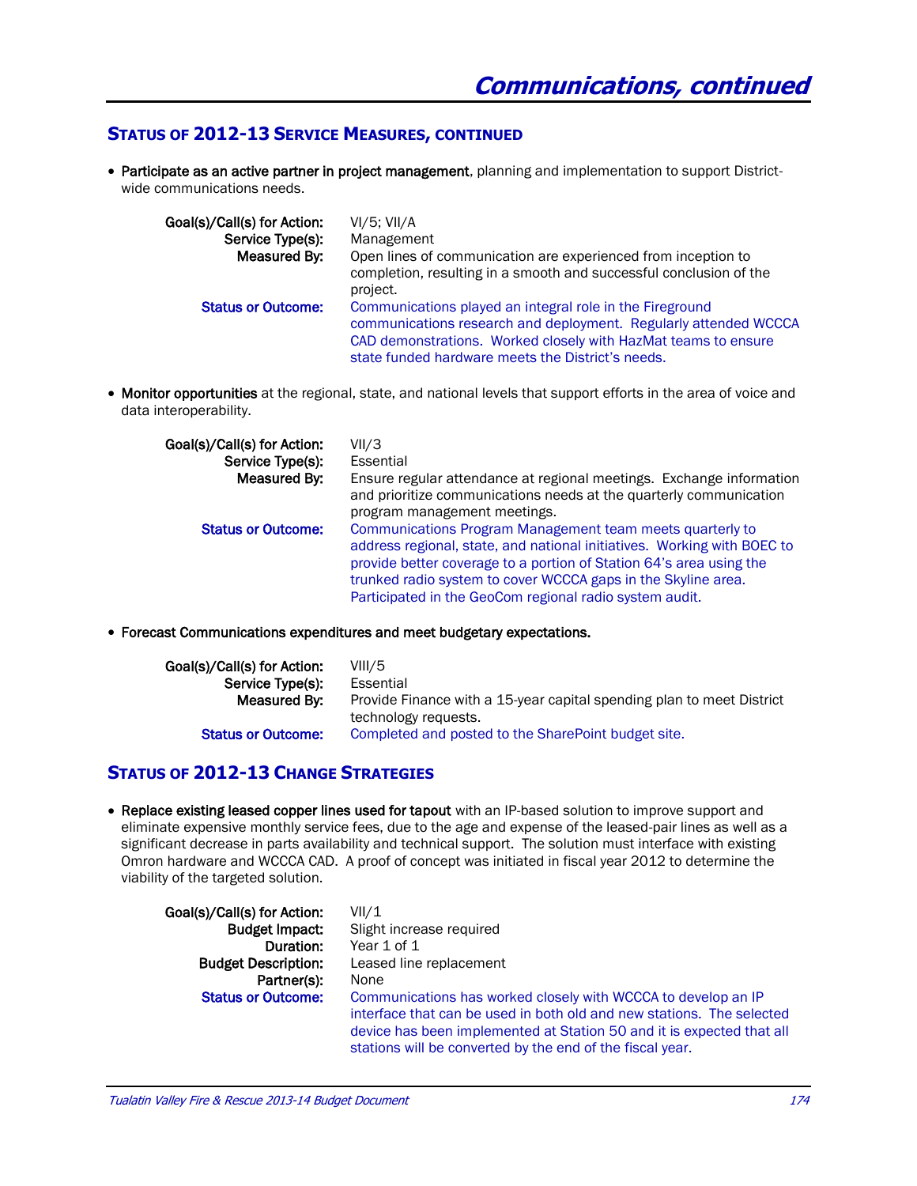# Communications, continued

## Status of 2012-13 Service Measures, continued

- **Participate as an active partner in project management**, planning and implementation to support District-wide communications needs.

  **Goal(s)/Call(s) for Action:** VI/5; VII/A
  **Service Type(s):** Management
  **Measured By:** Open lines of communication are experienced from inception to completion, resulting in a smooth and successful conclusion of the project.
  **Status or Outcome:** Communications played an integral role in the Fireground communications research and deployment. Regularly attended WCCCA CAD demonstrations. Worked closely with HazMat teams to ensure state funded hardware meets the District's needs.

- **Monitor opportunities** at the regional, state, and national levels that support efforts in the area of voice and data interoperability.

  **Goal(s)/Call(s) for Action:** VII/3
  **Service Type(s):** Essential
  **Measured By:** Ensure regular attendance at regional meetings. Exchange information and prioritize communications needs at the quarterly communication program management meetings.
  **Status or Outcome:** Communications Program Management team meets quarterly to address regional, state, and national initiatives. Working with BOEC to provide better coverage to a portion of Station 64's area using the trunked radio system to cover WCCCA gaps in the Skyline area. Participated in the GeoCom regional radio system audit.

- **Forecast Communications expenditures and meet budgetary expectations.**

  **Goal(s)/Call(s) for Action:** VIII/5
  **Service Type(s):** Essential
  **Measured By:** Provide Finance with a 15-year capital spending plan to meet District technology requests.
  **Status or Outcome:** Completed and posted to the SharePoint budget site.

## Status of 2012-13 Change Strategies

- **Replace existing leased copper lines used for tapout** with an IP-based solution to improve support and eliminate expensive monthly service fees, due to the age and expense of the leased-pair lines as well as a significant decrease in parts availability and technical support. The solution must interface with existing Omron hardware and WCCCA CAD. A proof of concept was initiated in fiscal year 2012 to determine the viability of the targeted solution.

  **Goal(s)/Call(s) for Action:** VII/1
  **Budget Impact:** Slight increase required
  **Duration:** Year 1 of 1
  **Budget Description:** Leased line replacement
  **Partner(s):** None
  **Status or Outcome:** Communications has worked closely with WCCCA to develop an IP interface that can be used in both old and new stations. The selected device has been implemented at Station 50 and it is expected that all stations will be converted by the end of the fiscal year.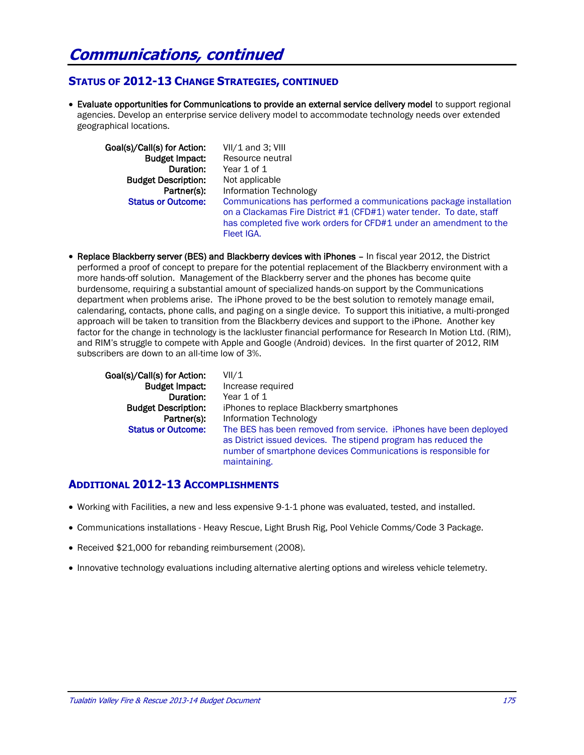# Communications, continued

## Status of 2012-13 Change Strategies, continued

- **Evaluate opportunities for Communications to provide an external service delivery model** to support regional agencies. Develop an enterprise service delivery model to accommodate technology needs over extended geographical locations.

  **Goal(s)/Call(s) for Action:** VII/1 and 3; VIII
  **Budget Impact:** Resource neutral
  **Duration:** Year 1 of 1
  **Budget Description:** Not applicable
  **Partner(s):** Information Technology
  **Status or Outcome:** Communications has performed a communications package installation on a Clackamas Fire District #1 (CFD#1) water tender. To date, staff has completed five work orders for CFD#1 under an amendment to the Fleet IGA.

- **Replace Blackberry server (BES) and Blackberry devices with iPhones** – In fiscal year 2012, the District performed a proof of concept to prepare for the potential replacement of the Blackberry environment with a more hands-off solution. Management of the Blackberry server and the phones has become quite burdensome, requiring a substantial amount of specialized hands-on support by the Communications department when problems arise. The iPhone proved to be the best solution to remotely manage email, calendaring, contacts, phone calls, and paging on a single device. To support this initiative, a multi-pronged approach will be taken to transition from the Blackberry devices and support to the iPhone. Another key factor for the change in technology is the lackluster financial performance for Research In Motion Ltd. (RIM), and RIM's struggle to compete with Apple and Google (Android) devices. In the first quarter of 2012, RIM subscribers are down to an all-time low of 3%.

  **Goal(s)/Call(s) for Action:** VII/1
  **Budget Impact:** Increase required
  **Duration:** Year 1 of 1
  **Budget Description:** iPhones to replace Blackberry smartphones
  **Partner(s):** Information Technology
  **Status or Outcome:** The BES has been removed from service. iPhones have been deployed as District issued devices. The stipend program has reduced the number of smartphone devices Communications is responsible for maintaining.

## Additional 2012-13 Accomplishments

- Working with Facilities, a new and less expensive 9-1-1 phone was evaluated, tested, and installed.
- Communications installations - Heavy Rescue, Light Brush Rig, Pool Vehicle Comms/Code 3 Package.
- Received $21,000 for rebanding reimbursement (2008).
- Innovative technology evaluations including alternative alerting options and wireless vehicle telemetry.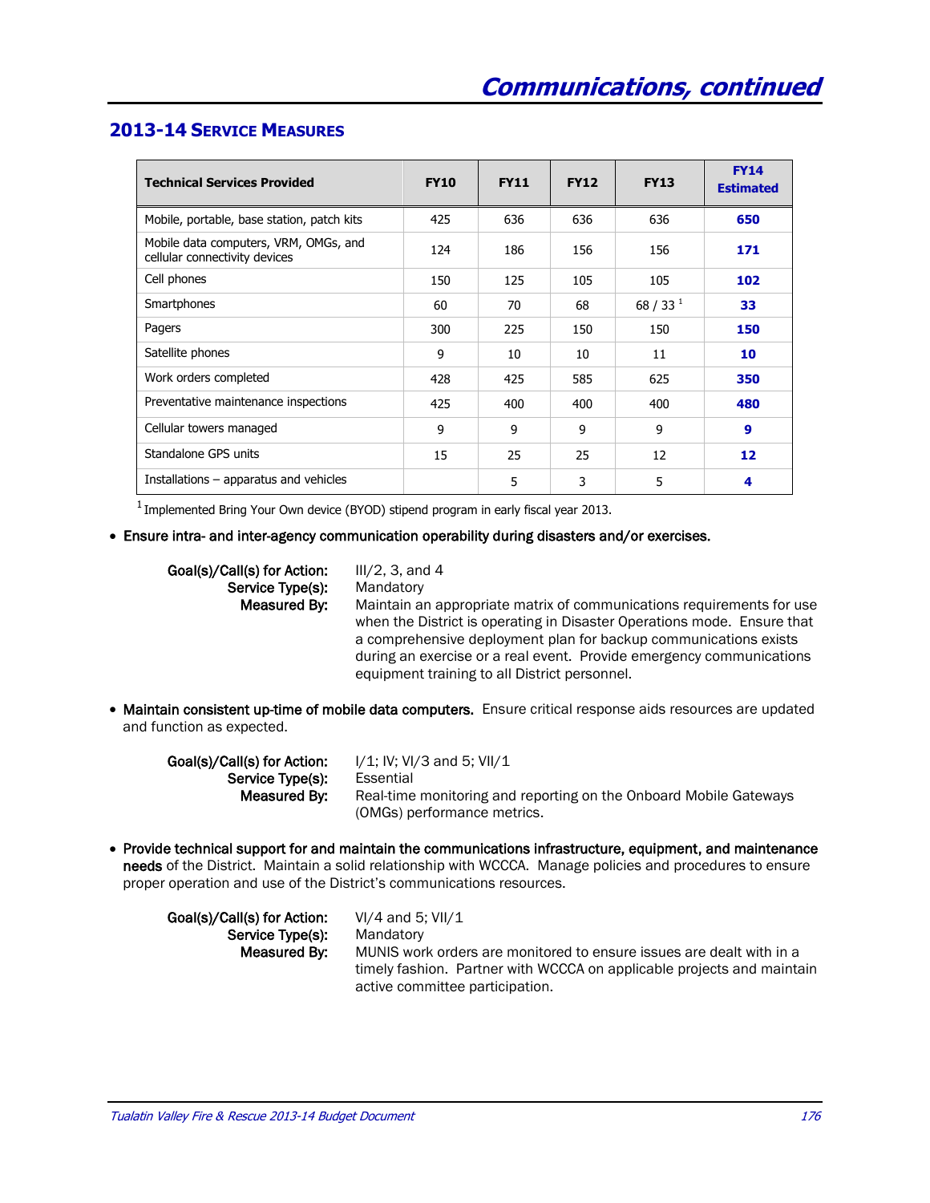# Communications, continued

## 2013-14 Service Measures

| Technical Services Provided | FY10 | FY11 | FY12 | FY13 | FY14 Estimated |
|---|---|---|---|---|---|
| Mobile, portable, base station, patch kits | 425 | 636 | 636 | 636 | **650** |
| Mobile data computers, VRM, OMGs, and cellular connectivity devices | 124 | 186 | 156 | 156 | **171** |
| Cell phones | 150 | 125 | 105 | 105 | **102** |
| Smartphones | 60 | 70 | 68 | 68 / 33 [1] | **33** |
| Pagers | 300 | 225 | 150 | 150 | **150** |
| Satellite phones | 9 | 10 | 10 | 11 | **10** |
| Work orders completed | 428 | 425 | 585 | 625 | **350** |
| Preventative maintenance inspections | 425 | 400 | 400 | 400 | **480** |
| Cellular towers managed | 9 | 9 | 9 | 9 | **9** |
| Standalone GPS units | 15 | 25 | 25 | 12 | **12** |
| Installations – apparatus and vehicles | | 5 | 3 | 5 | **4** |

[1] Implemented Bring Your Own device (BYOD) stipend program in early fiscal year 2013.

- **Ensure intra- and inter-agency communication operability during disasters and/or exercises.**

  **Goal(s)/Call(s) for Action:** III/2, 3, and 4
  **Service Type(s):** Mandatory
  **Measured By:** Maintain an appropriate matrix of communications requirements for use when the District is operating in Disaster Operations mode. Ensure that a comprehensive deployment plan for backup communications exists during an exercise or a real event. Provide emergency communications equipment training to all District personnel.

- **Maintain consistent up-time of mobile data computers.** Ensure critical response aids resources are updated and function as expected.

  **Goal(s)/Call(s) for Action:** I/1; IV; VI/3 and 5; VII/1
  **Service Type(s):** Essential
  **Measured By:** Real-time monitoring and reporting on the Onboard Mobile Gateways (OMGs) performance metrics.

- **Provide technical support for and maintain the communications infrastructure, equipment, and maintenance needs** of the District. Maintain a solid relationship with WCCCA. Manage policies and procedures to ensure proper operation and use of the District's communications resources.

  **Goal(s)/Call(s) for Action:** VI/4 and 5; VII/1
  **Service Type(s):** Mandatory
  **Measured By:** MUNIS work orders are monitored to ensure issues are dealt with in a timely fashion. Partner with WCCCA on applicable projects and maintain active committee participation.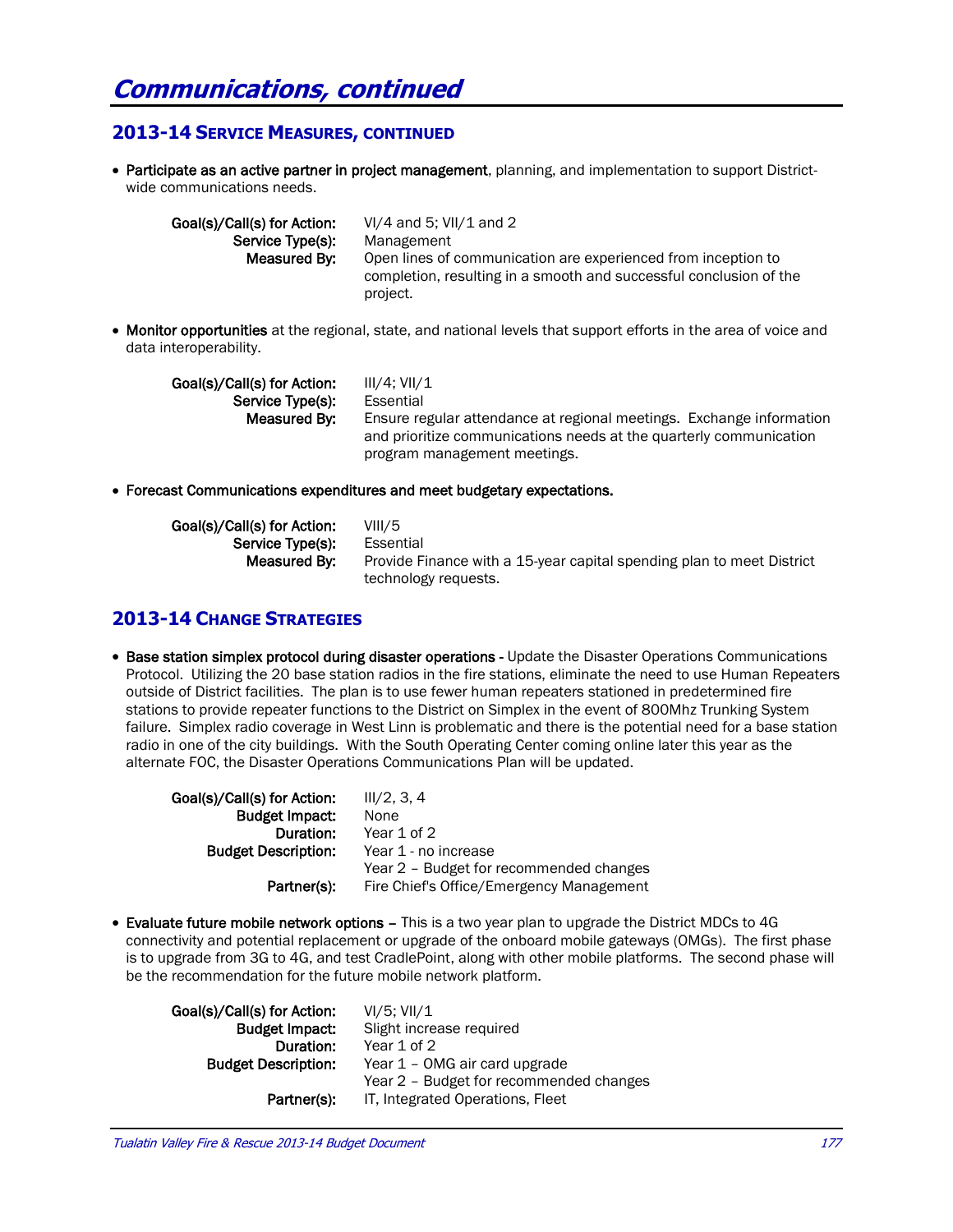# Communications, continued

## 2013-14 Service Measures, continued

- **Participate as an active partner in project management**, planning, and implementation to support District-wide communications needs.

  **Goal(s)/Call(s) for Action:** VI/4 and 5; VII/1 and 2
  **Service Type(s):** Management
  **Measured By:** Open lines of communication are experienced from inception to completion, resulting in a smooth and successful conclusion of the project.

- **Monitor opportunities** at the regional, state, and national levels that support efforts in the area of voice and data interoperability.

  **Goal(s)/Call(s) for Action:** III/4; VII/1
  **Service Type(s):** Essential
  **Measured By:** Ensure regular attendance at regional meetings. Exchange information and prioritize communications needs at the quarterly communication program management meetings.

- **Forecast Communications expenditures and meet budgetary expectations.**

  **Goal(s)/Call(s) for Action:** VIII/5
  **Service Type(s):** Essential
  **Measured By:** Provide Finance with a 15-year capital spending plan to meet District technology requests.

## 2013-14 Change Strategies

- **Base station simplex protocol during disaster operations -** Update the Disaster Operations Communications Protocol. Utilizing the 20 base station radios in the fire stations, eliminate the need to use Human Repeaters outside of District facilities. The plan is to use fewer human repeaters stationed in predetermined fire stations to provide repeater functions to the District on Simplex in the event of 800Mhz Trunking System failure. Simplex radio coverage in West Linn is problematic and there is the potential need for a base station radio in one of the city buildings. With the South Operating Center coming online later this year as the alternate FOC, the Disaster Operations Communications Plan will be updated.

  **Goal(s)/Call(s) for Action:** III/2, 3, 4
  **Budget Impact:** None
  **Duration:** Year 1 of 2
  **Budget Description:** Year 1 - no increase
  Year 2 – Budget for recommended changes
  **Partner(s):** Fire Chief's Office/Emergency Management

- **Evaluate future mobile network options –** This is a two year plan to upgrade the District MDCs to 4G connectivity and potential replacement or upgrade of the onboard mobile gateways (OMGs). The first phase is to upgrade from 3G to 4G, and test CradlePoint, along with other mobile platforms. The second phase will be the recommendation for the future mobile network platform.

  **Goal(s)/Call(s) for Action:** VI/5; VII/1
  **Budget Impact:** Slight increase required
  **Duration:** Year 1 of 2
  **Budget Description:** Year 1 – OMG air card upgrade
  Year 2 – Budget for recommended changes
  **Partner(s):** IT, Integrated Operations, Fleet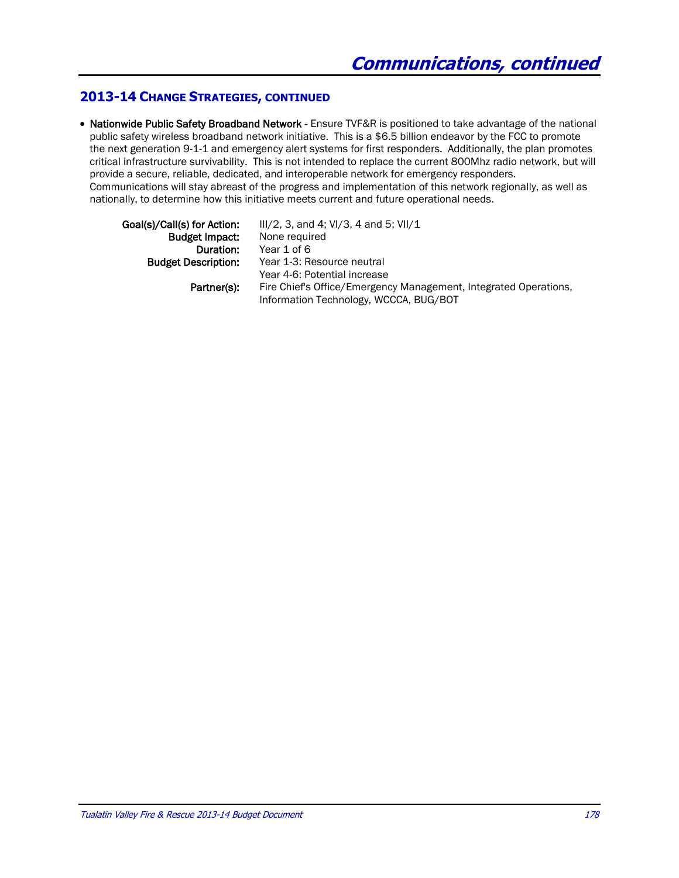# Communications, continued

## 2013-14 Change Strategies, continued

- **Nationwide Public Safety Broadband Network -** Ensure TVF&R is positioned to take advantage of the national public safety wireless broadband network initiative. This is a $6.5 billion endeavor by the FCC to promote the next generation 9-1-1 and emergency alert systems for first responders. Additionally, the plan promotes critical infrastructure survivability. This is not intended to replace the current 800Mhz radio network, but will provide a secure, reliable, dedicated, and interoperable network for emergency responders. Communications will stay abreast of the progress and implementation of this network regionally, as well as nationally, to determine how this initiative meets current and future operational needs.

  **Goal(s)/Call(s) for Action:** III/2, 3, and 4; VI/3, 4 and 5; VII/1
  **Budget Impact:** None required
  **Duration:** Year 1 of 6
  **Budget Description:** Year 1-3: Resource neutral
  Year 4-6: Potential increase
  **Partner(s):** Fire Chief's Office/Emergency Management, Integrated Operations, Information Technology, WCCCA, BUG/BOT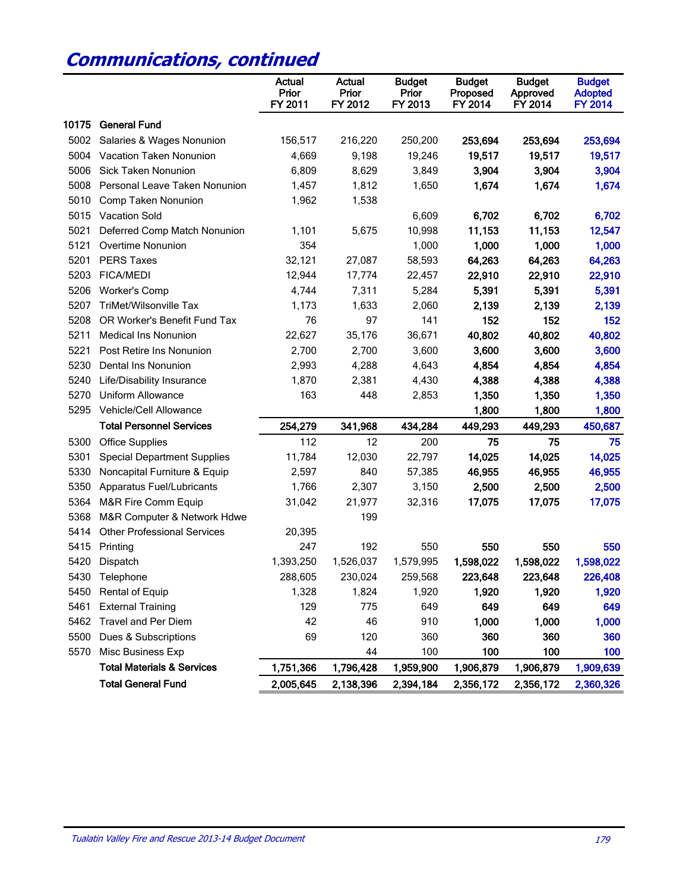# Communications, continued

| | | Actual Prior FY 2011 | Actual Prior FY 2012 | Budget Prior FY 2013 | Budget Proposed FY 2014 | Budget Approved FY 2014 | Budget Adopted FY 2014 |
|---|---|---|---|---|---|---|---|
| **10175** | **General Fund** | | | | | | |
| 5002 | Salaries & Wages Nonunion | 156,517 | 216,220 | 250,200 | **253,694** | **253,694** | **253,694** |
| 5004 | Vacation Taken Nonunion | 4,669 | 9,198 | 19,246 | **19,517** | **19,517** | **19,517** |
| 5006 | Sick Taken Nonunion | 6,809 | 8,629 | 3,849 | **3,904** | **3,904** | **3,904** |
| 5008 | Personal Leave Taken Nonunion | 1,457 | 1,812 | 1,650 | **1,674** | **1,674** | **1,674** |
| 5010 | Comp Taken Nonunion | 1,962 | 1,538 | | | | |
| 5015 | Vacation Sold | | | 6,609 | **6,702** | **6,702** | **6,702** |
| 5021 | Deferred Comp Match Nonunion | 1,101 | 5,675 | 10,998 | **11,153** | **11,153** | **12,547** |
| 5121 | Overtime Nonunion | 354 | | 1,000 | **1,000** | **1,000** | **1,000** |
| 5201 | PERS Taxes | 32,121 | 27,087 | 58,593 | **64,263** | **64,263** | **64,263** |
| 5203 | FICA/MEDI | 12,944 | 17,774 | 22,457 | **22,910** | **22,910** | **22,910** |
| 5206 | Worker's Comp | 4,744 | 7,311 | 5,284 | **5,391** | **5,391** | **5,391** |
| 5207 | TriMet/Wilsonville Tax | 1,173 | 1,633 | 2,060 | **2,139** | **2,139** | **2,139** |
| 5208 | OR Worker's Benefit Fund Tax | 76 | 97 | 141 | **152** | **152** | **152** |
| 5211 | Medical Ins Nonunion | 22,627 | 35,176 | 36,671 | **40,802** | **40,802** | **40,802** |
| 5221 | Post Retire Ins Nonunion | 2,700 | 2,700 | 3,600 | **3,600** | **3,600** | **3,600** |
| 5230 | Dental Ins Nonunion | 2,993 | 4,288 | 4,643 | **4,854** | **4,854** | **4,854** |
| 5240 | Life/Disability Insurance | 1,870 | 2,381 | 4,430 | **4,388** | **4,388** | **4,388** |
| 5270 | Uniform Allowance | 163 | 448 | 2,853 | **1,350** | **1,350** | **1,350** |
| 5295 | Vehicle/Cell Allowance | | | | **1,800** | **1,800** | **1,800** |
| | **Total Personnel Services** | **254,279** | **341,968** | **434,284** | **449,293** | **449,293** | **450,687** |
| 5300 | Office Supplies | 112 | 12 | 200 | **75** | **75** | **75** |
| 5301 | Special Department Supplies | 11,784 | 12,030 | 22,797 | **14,025** | **14,025** | **14,025** |
| 5330 | Noncapital Furniture & Equip | 2,597 | 840 | 57,385 | **46,955** | **46,955** | **46,955** |
| 5350 | Apparatus Fuel/Lubricants | 1,766 | 2,307 | 3,150 | **2,500** | **2,500** | **2,500** |
| 5364 | M&R Fire Comm Equip | 31,042 | 21,977 | 32,316 | **17,075** | **17,075** | **17,075** |
| 5368 | M&R Computer & Network Hdwe | | 199 | | | | |
| 5414 | Other Professional Services | 20,395 | | | | | |
| 5415 | Printing | 247 | 192 | 550 | **550** | **550** | **550** |
| 5420 | Dispatch | 1,393,250 | 1,526,037 | 1,579,995 | **1,598,022** | **1,598,022** | **1,598,022** |
| 5430 | Telephone | 288,605 | 230,024 | 259,568 | **223,648** | **223,648** | **226,408** |
| 5450 | Rental of Equip | 1,328 | 1,824 | 1,920 | **1,920** | **1,920** | **1,920** |
| 5461 | External Training | 129 | 775 | 649 | **649** | **649** | **649** |
| 5462 | Travel and Per Diem | 42 | 46 | 910 | **1,000** | **1,000** | **1,000** |
| 5500 | Dues & Subscriptions | 69 | 120 | 360 | **360** | **360** | **360** |
| 5570 | Misc Business Exp | | 44 | 100 | **100** | **100** | **100** |
| | **Total Materials & Services** | **1,751,366** | **1,796,428** | **1,959,900** | **1,906,879** | **1,906,879** | **1,909,639** |
| | **Total General Fund** | **2,005,645** | **2,138,396** | **2,394,184** | **2,356,172** | **2,356,172** | **2,360,326** |